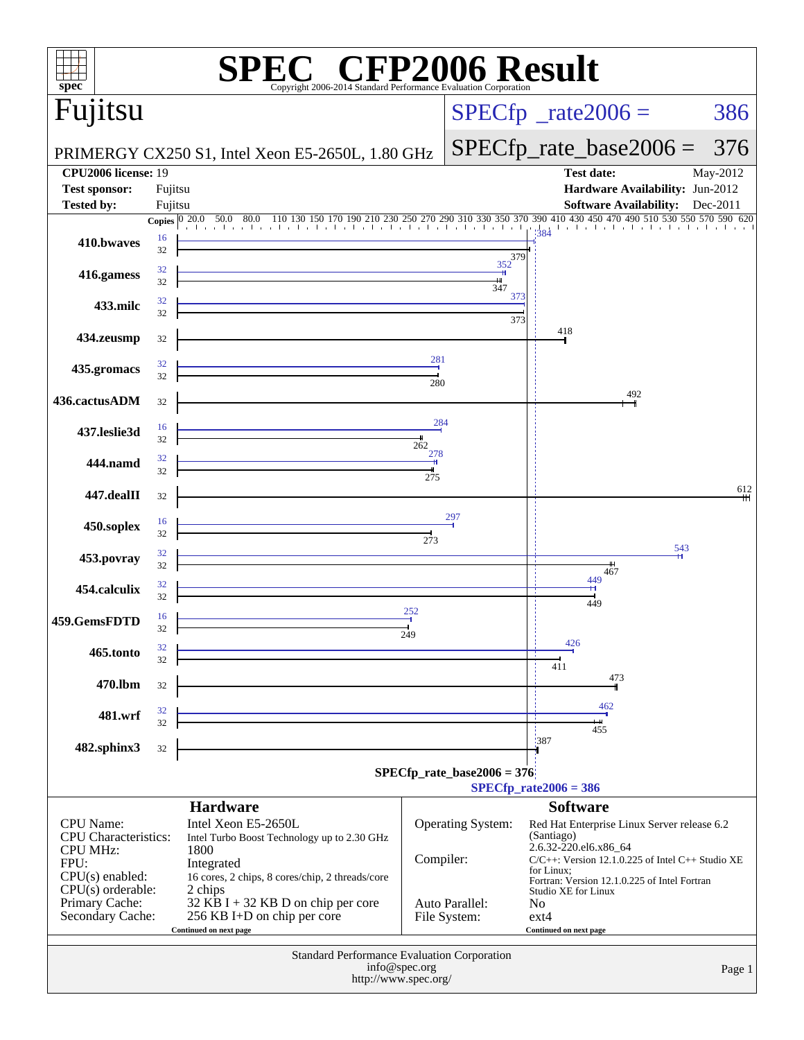# SPEC CFP2006 Result

Copyright 2006-2014 Standard Performance Evaluation Corporation

## Fujitsu

PRIMERGY CX250 S1, Intel Xeon E5-2650L, 1.80 GHz

SPECfp_rate2006 = 386

SPECfp_rate_base2006 = 376

| | | | |
|---|---|---|---|
| **CPU2006 license:** | 19 | **Test date:** | May-2012 |
| **Test sponsor:** | Fujitsu | **Hardware Availability:** | Jun-2012 |
| **Tested by:** | Fujitsu | **Software Availability:** | Dec-2011 |

| Benchmark | Copies (peak) | Peak | Copies (base) | Base |
|---|---|---|---|---|
| 410.bwaves | 16 | 384 | 32 | 379 |
| 416.gamess | 32 | 352 | 32 | 347 |
| 433.milc | 32 | 373 | 32 | 373 |
| 434.zeusmp | | | 32 | 418 |
| 435.gromacs | 32 | 281 | 32 | 280 |
| 436.cactusADM | | | 32 | 492 |
| 437.leslie3d | 16 | 284 | 32 | 262 |
| 444.namd | 32 | 278 | 32 | 275 |
| 447.dealII | | | 32 | 612 |
| 450.soplex | 16 | 297 | 32 | 273 |
| 453.povray | 32 | 543 | 32 | 467 |
| 454.calculix | 32 | 449 | 32 | 449 |
| 459.GemsFDTD | 16 | 252 | 32 | 249 |
| 465.tonto | 32 | 426 | 32 | 411 |
| 470.lbm | | | 32 | 473 |
| 481.wrf | 32 | 462 | 32 | 455 |
| 482.sphinx3 | | | 32 | 387 |

SPECfp_rate_base2006 = 376

SPECfp_rate2006 = 386

### Hardware

| | |
|---|---|
| CPU Name: | Intel Xeon E5-2650L |
| CPU Characteristics: | Intel Turbo Boost Technology up to 2.30 GHz |
| CPU MHz: | 1800 |
| FPU: | Integrated |
| CPU(s) enabled: | 16 cores, 2 chips, 8 cores/chip, 2 threads/core |
| CPU(s) orderable: | 2 chips |
| Primary Cache: | 32 KB I + 32 KB D on chip per core |
| Secondary Cache: | 256 KB I+D on chip per core |

Continued on next page

### Software

| | |
|---|---|
| Operating System: | Red Hat Enterprise Linux Server release 6.2 (Santiago) 2.6.32-220.el6.x86_64 |
| Compiler: | C/C++: Version 12.1.0.225 of Intel C++ Studio XE for Linux; Fortran: Version 12.1.0.225 of Intel Fortran Studio XE for Linux |
| Auto Parallel: | No |
| File System: | ext4 |

Continued on next page

Standard Performance Evaluation Corporation
info@spec.org
http://www.spec.org/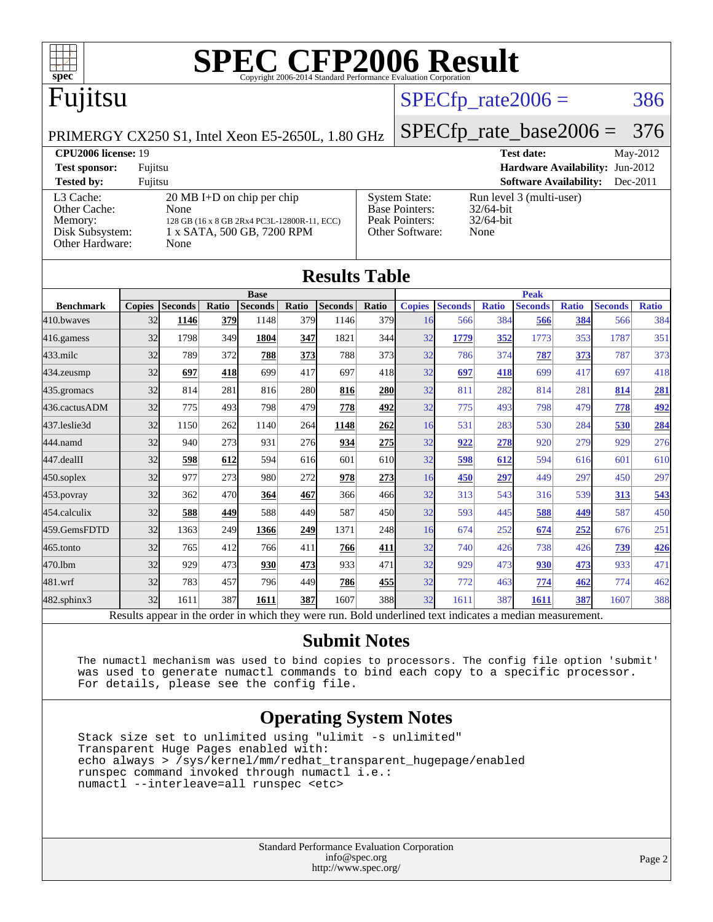# SPEC CFP2006 Result

Copyright 2006-2014 Standard Performance Evaluation Corporation

## Fujitsu

PRIMERGY CX250 S1, Intel Xeon E5-2650L, 1.80 GHz

SPECfp_rate2006 = 386

SPECfp_rate_base2006 = 376

| | | | |
|---|---|---|---|
| **CPU2006 license:** 19 | | **Test date:** | May-2012 |
| **Test sponsor:** | Fujitsu | **Hardware Availability:** | Jun-2012 |
| **Tested by:** | Fujitsu | **Software Availability:** | Dec-2011 |

| | | | |
|---|---|---|---|
| L3 Cache: | 20 MB I+D on chip per chip | System State: | Run level 3 (multi-user) |
| Other Cache: | None | Base Pointers: | 32/64-bit |
| Memory: | 128 GB (16 x 8 GB 2Rx4 PC3L-12800R-11, ECC) | Peak Pointers: | 32/64-bit |
| Disk Subsystem: | 1 x SATA, 500 GB, 7200 RPM | Other Software: | None |
| Other Hardware: | None | | |

## Results Table

| | Base | | | | | | | Peak | | | | | | |
|---|---|---|---|---|---|---|---|---|---|---|---|---|---|---|
| **Benchmark** | **Copies** | **Seconds** | **Ratio** | **Seconds** | **Ratio** | **Seconds** | **Ratio** | **Copies** | **Seconds** | **Ratio** | **Seconds** | **Ratio** | **Seconds** | **Ratio** |
| 410.bwaves | 32 | **1146** | **379** | 1148 | 379 | 1146 | 379 | 16 | 566 | 384 | **566** | **384** | 566 | 384 |
| 416.gamess | 32 | 1798 | 349 | **1804** | **347** | 1821 | 344 | 32 | **1779** | **352** | 1773 | 353 | 1787 | 351 |
| 433.milc | 32 | 789 | 372 | **788** | **373** | 788 | 373 | 32 | 786 | 374 | **787** | **373** | 787 | 373 |
| 434.zeusmp | 32 | **697** | **418** | 699 | 417 | 697 | 418 | 32 | **697** | **418** | 699 | 417 | 697 | 418 |
| 435.gromacs | 32 | 814 | 281 | 816 | 280 | **816** | **280** | 32 | 811 | 282 | 814 | 281 | **814** | **281** |
| 436.cactusADM | 32 | 775 | 493 | 798 | 479 | **778** | **492** | 32 | 775 | 493 | 798 | 479 | **778** | **492** |
| 437.leslie3d | 32 | 1150 | 262 | 1140 | 264 | **1148** | **262** | 16 | 531 | 283 | 530 | 284 | **530** | **284** |
| 444.namd | 32 | 940 | 273 | 931 | 276 | **934** | **275** | 32 | **922** | **278** | 920 | 279 | 929 | 276 |
| 447.dealII | 32 | **598** | **612** | 594 | 616 | 601 | 610 | 32 | **598** | **612** | 594 | 616 | 601 | 610 |
| 450.soplex | 32 | 977 | 273 | 980 | 272 | **978** | **273** | 16 | **450** | **297** | 449 | 297 | 450 | 297 |
| 453.povray | 32 | 362 | 470 | **364** | **467** | 366 | 466 | 32 | 313 | 543 | 316 | 539 | **313** | **543** |
| 454.calculix | 32 | **588** | **449** | 588 | 449 | 587 | 450 | 32 | 593 | 445 | **588** | **449** | 587 | 450 |
| 459.GemsFDTD | 32 | 1363 | 249 | **1366** | **249** | 1371 | 248 | 16 | 674 | 252 | **674** | **252** | 676 | 251 |
| 465.tonto | 32 | 765 | 412 | 766 | 411 | **766** | **411** | 32 | 740 | 426 | 738 | 426 | **739** | **426** |
| 470.lbm | 32 | 929 | 473 | **930** | **473** | 933 | 471 | 32 | 929 | 473 | **930** | **473** | 933 | 471 |
| 481.wrf | 32 | 783 | 457 | 796 | 449 | **786** | **455** | 32 | 772 | 463 | **774** | **462** | 774 | 462 |
| 482.sphinx3 | 32 | 1611 | 387 | **1611** | **387** | 1607 | 388 | 32 | 1611 | 387 | **1611** | **387** | 1607 | 388 |

Results appear in the order in which they were run. Bold underlined text indicates a median measurement.

## Submit Notes

```
The numactl mechanism was used to bind copies to processors. The config file option 'submit'
was used to generate numactl commands to bind each copy to a specific processor.
For details, please see the config file.
```

## Operating System Notes

```
Stack size set to unlimited using "ulimit -s unlimited"
Transparent Huge Pages enabled with:
echo always > /sys/kernel/mm/redhat_transparent_hugepage/enabled
runspec command invoked through numactl i.e.:
numactl --interleave=all runspec <etc>
```

Standard Performance Evaluation Corporation
info@spec.org
http://www.spec.org/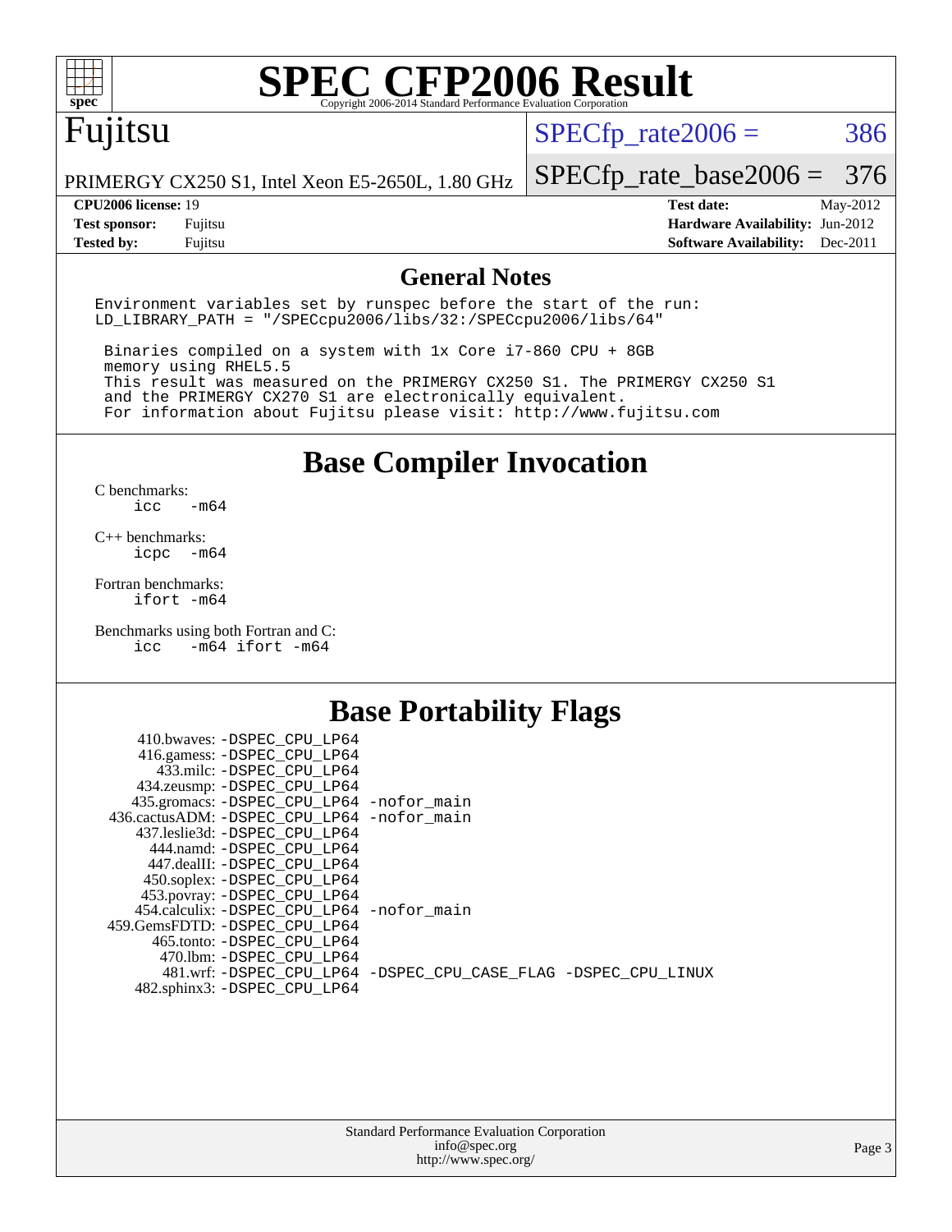# SPEC CFP2006 Result

Copyright 2006-2014 Standard Performance Evaluation Corporation

**Fujitsu**

PRIMERGY CX250 S1, Intel Xeon E5-2650L, 1.80 GHz

SPECfp_rate2006 = 386

SPECfp_rate_base2006 = 376

| | | | |
|---|---|---|---|
| **CPU2006 license:** 19 | | **Test date:** | May-2012 |
| **Test sponsor:** | Fujitsu | **Hardware Availability:** | Jun-2012 |
| **Tested by:** | Fujitsu | **Software Availability:** | Dec-2011 |

## General Notes

```
Environment variables set by runspec before the start of the run:
LD_LIBRARY_PATH = "/SPECcpu2006/libs/32:/SPECcpu2006/libs/64"

 Binaries compiled on a system with 1x Core i7-860 CPU + 8GB
 memory using RHEL5.5
 This result was measured on the PRIMERGY CX250 S1. The PRIMERGY CX250 S1
 and the PRIMERGY CX270 S1 are electronically equivalent.
 For information about Fujitsu please visit: http://www.fujitsu.com
```

## Base Compiler Invocation

C benchmarks:
```
icc   -m64
```

C++ benchmarks:
```
icpc  -m64
```

Fortran benchmarks:
```
ifort -m64
```

Benchmarks using both Fortran and C:
```
icc   -m64 ifort -m64
```

## Base Portability Flags

```
    410.bwaves: -DSPEC_CPU_LP64
    416.gamess: -DSPEC_CPU_LP64
      433.milc: -DSPEC_CPU_LP64
    434.zeusmp: -DSPEC_CPU_LP64
   435.gromacs: -DSPEC_CPU_LP64 -nofor_main
 436.cactusADM: -DSPEC_CPU_LP64 -nofor_main
   437.leslie3d: -DSPEC_CPU_LP64
     444.namd: -DSPEC_CPU_LP64
    447.dealII: -DSPEC_CPU_LP64
    450.soplex: -DSPEC_CPU_LP64
    453.povray: -DSPEC_CPU_LP64
   454.calculix: -DSPEC_CPU_LP64 -nofor_main
 459.GemsFDTD: -DSPEC_CPU_LP64
     465.tonto: -DSPEC_CPU_LP64
       470.lbm: -DSPEC_CPU_LP64
       481.wrf: -DSPEC_CPU_LP64 -DSPEC_CPU_CASE_FLAG -DSPEC_CPU_LINUX
   482.sphinx3: -DSPEC_CPU_LP64
```

Standard Performance Evaluation Corporation
info@spec.org
http://www.spec.org/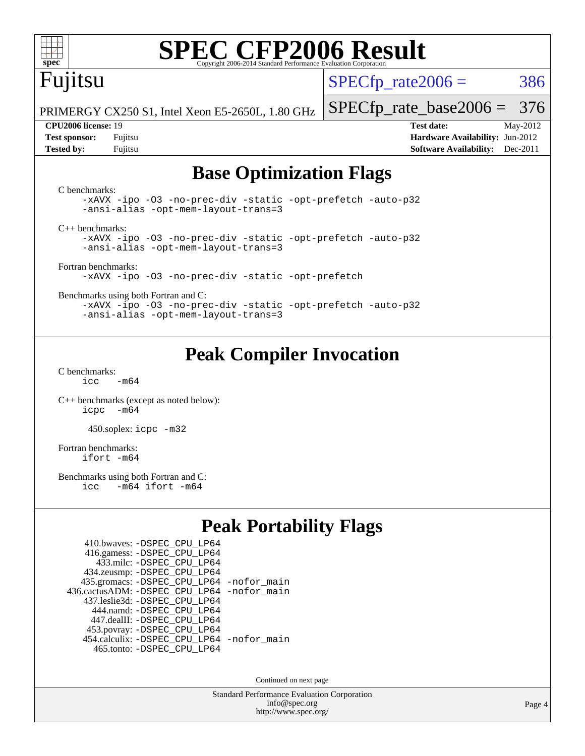# SPEC CFP2006 Result

Copyright 2006-2014 Standard Performance Evaluation Corporation

**Fujitsu**

PRIMERGY CX250 S1, Intel Xeon E5-2650L, 1.80 GHz

SPECfp_rate2006 = 386

SPECfp_rate_base2006 = 376

| | | | |
|---|---|---|---|
| **CPU2006 license:** 19 | | **Test date:** | May-2012 |
| **Test sponsor:** | Fujitsu | **Hardware Availability:** | Jun-2012 |
| **Tested by:** | Fujitsu | **Software Availability:** | Dec-2011 |

## Base Optimization Flags

C benchmarks:

```
-xAVX -ipo -O3 -no-prec-div -static -opt-prefetch -auto-p32
-ansi-alias -opt-mem-layout-trans=3
```

C++ benchmarks:

```
-xAVX -ipo -O3 -no-prec-div -static -opt-prefetch -auto-p32
-ansi-alias -opt-mem-layout-trans=3
```

Fortran benchmarks:

```
-xAVX -ipo -O3 -no-prec-div -static -opt-prefetch
```

Benchmarks using both Fortran and C:

```
-xAVX -ipo -O3 -no-prec-div -static -opt-prefetch -auto-p32
-ansi-alias -opt-mem-layout-trans=3
```

## Peak Compiler Invocation

C benchmarks:

```
icc   -m64
```

C++ benchmarks (except as noted below):

```
icpc  -m64
```

450.soplex: `icpc -m32`

Fortran benchmarks:

```
ifort -m64
```

Benchmarks using both Fortran and C:

```
icc   -m64 ifort -m64
```

## Peak Portability Flags

```
     410.bwaves: -DSPEC_CPU_LP64
     416.gamess: -DSPEC_CPU_LP64
       433.milc: -DSPEC_CPU_LP64
     434.zeusmp: -DSPEC_CPU_LP64
    435.gromacs: -DSPEC_CPU_LP64 -nofor_main
 436.cactusADM: -DSPEC_CPU_LP64 -nofor_main
    437.leslie3d: -DSPEC_CPU_LP64
      444.namd: -DSPEC_CPU_LP64
    447.dealII: -DSPEC_CPU_LP64
    453.povray: -DSPEC_CPU_LP64
   454.calculix: -DSPEC_CPU_LP64 -nofor_main
     465.tonto: -DSPEC_CPU_LP64
```

Continued on next page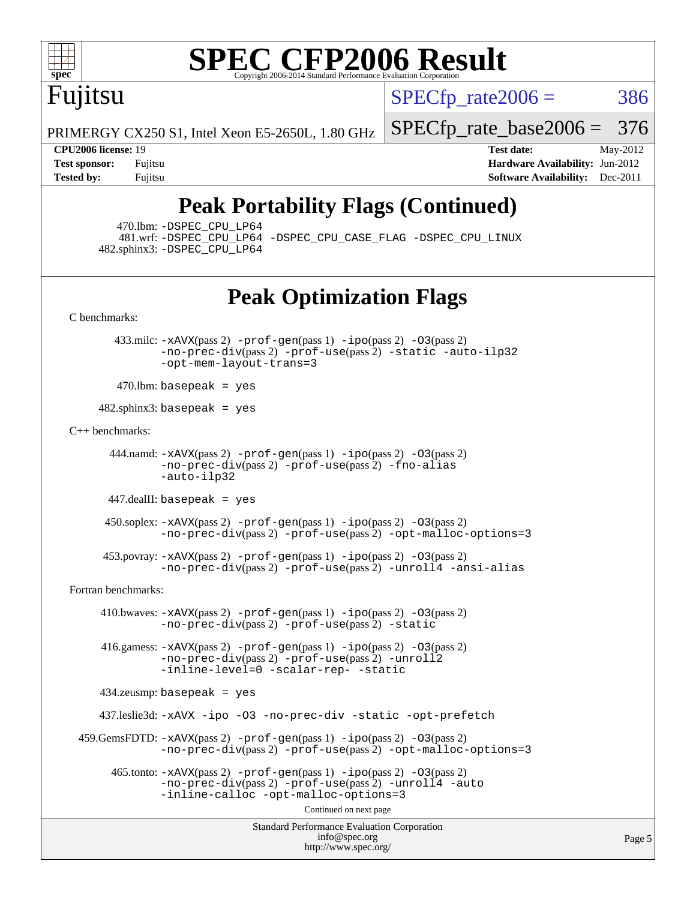# Peak Portability Flags (Continued)

470.lbm: -DSPEC_CPU_LP64
481.wrf: -DSPEC_CPU_LP64 -DSPEC_CPU_CASE_FLAG -DSPEC_CPU_LINUX
482.sphinx3: -DSPEC_CPU_LP64

# Peak Optimization Flags

C benchmarks:

433.milc: -xAVX(pass 2) -prof-gen(pass 1) -ipo(pass 2) -O3(pass 2) -no-prec-div(pass 2) -prof-use(pass 2) -static -auto-ilp32 -opt-mem-layout-trans=3

470.lbm: basepeak = yes

482.sphinx3: basepeak = yes

C++ benchmarks:

444.namd: -xAVX(pass 2) -prof-gen(pass 1) -ipo(pass 2) -O3(pass 2) -no-prec-div(pass 2) -prof-use(pass 2) -fno-alias -auto-ilp32

447.dealII: basepeak = yes

450.soplex: -xAVX(pass 2) -prof-gen(pass 1) -ipo(pass 2) -O3(pass 2) -no-prec-div(pass 2) -prof-use(pass 2) -opt-malloc-options=3

453.povray: -xAVX(pass 2) -prof-gen(pass 1) -ipo(pass 2) -O3(pass 2) -no-prec-div(pass 2) -prof-use(pass 2) -unroll4 -ansi-alias

Fortran benchmarks:

410.bwaves: -xAVX(pass 2) -prof-gen(pass 1) -ipo(pass 2) -O3(pass 2) -no-prec-div(pass 2) -prof-use(pass 2) -static

416.gamess: -xAVX(pass 2) -prof-gen(pass 1) -ipo(pass 2) -O3(pass 2) -no-prec-div(pass 2) -prof-use(pass 2) -unroll2 -inline-level=0 -scalar-rep- -static

434.zeusmp: basepeak = yes

437.leslie3d: -xAVX -ipo -O3 -no-prec-div -static -opt-prefetch

459.GemsFDTD: -xAVX(pass 2) -prof-gen(pass 1) -ipo(pass 2) -O3(pass 2) -no-prec-div(pass 2) -prof-use(pass 2) -opt-malloc-options=3

465.tonto: -xAVX(pass 2) -prof-gen(pass 1) -ipo(pass 2) -O3(pass 2) -no-prec-div(pass 2) -prof-use(pass 2) -unroll4 -auto -inline-calloc -opt-malloc-options=3

Continued on next page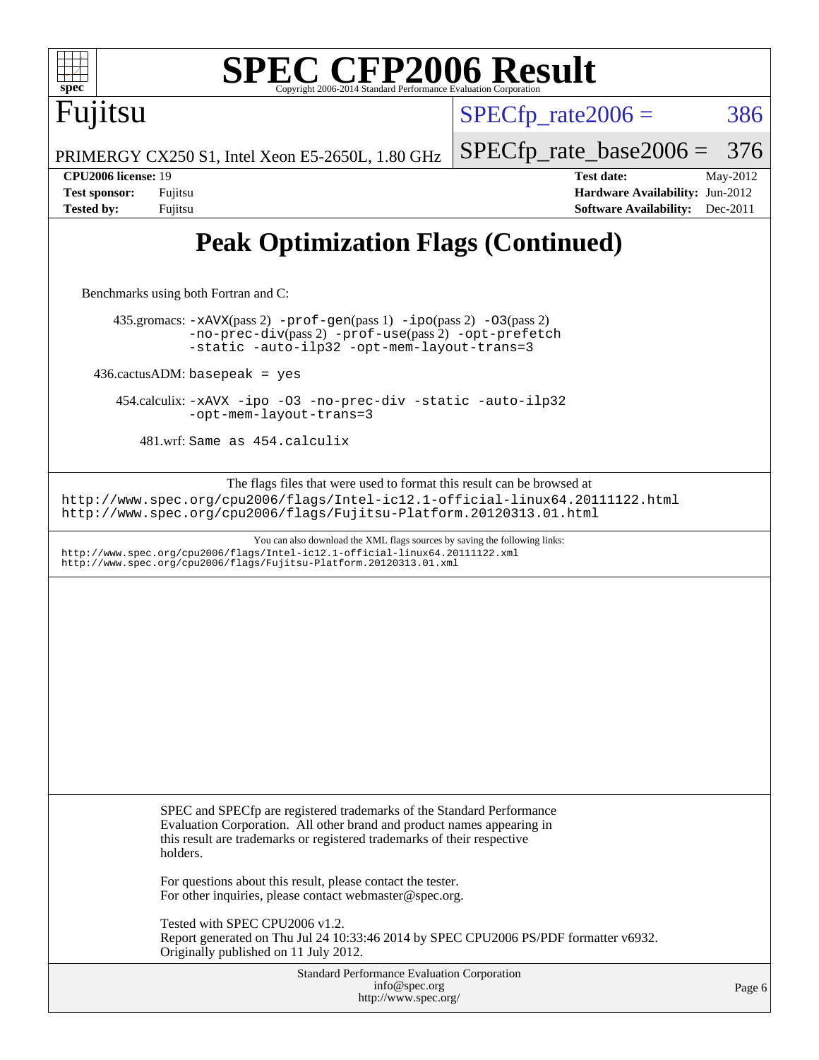# Peak Optimization Flags (Continued)

Benchmarks using both Fortran and C:

435.gromacs: -xAVX(pass 2) -prof-gen(pass 1) -ipo(pass 2) -O3(pass 2) -no-prec-div(pass 2) -prof-use(pass 2) -opt-prefetch -static -auto-ilp32 -opt-mem-layout-trans=3

436.cactusADM: basepeak = yes

454.calculix: -xAVX -ipo -O3 -no-prec-div -static -auto-ilp32 -opt-mem-layout-trans=3

481.wrf: Same as 454.calculix

The flags files that were used to format this result can be browsed at
http://www.spec.org/cpu2006/flags/Intel-ic12.1-official-linux64.20111122.html
http://www.spec.org/cpu2006/flags/Fujitsu-Platform.20120313.01.html

You can also download the XML flags sources by saving the following links:
http://www.spec.org/cpu2006/flags/Intel-ic12.1-official-linux64.20111122.xml
http://www.spec.org/cpu2006/flags/Fujitsu-Platform.20120313.01.xml

SPEC and SPECfp are registered trademarks of the Standard Performance Evaluation Corporation. All other brand and product names appearing in this result are trademarks or registered trademarks of their respective holders.

For questions about this result, please contact the tester.
For other inquiries, please contact webmaster@spec.org.

Tested with SPEC CPU2006 v1.2.
Report generated on Thu Jul 24 10:33:46 2014 by SPEC CPU2006 PS/PDF formatter v6932.
Originally published on 11 July 2012.